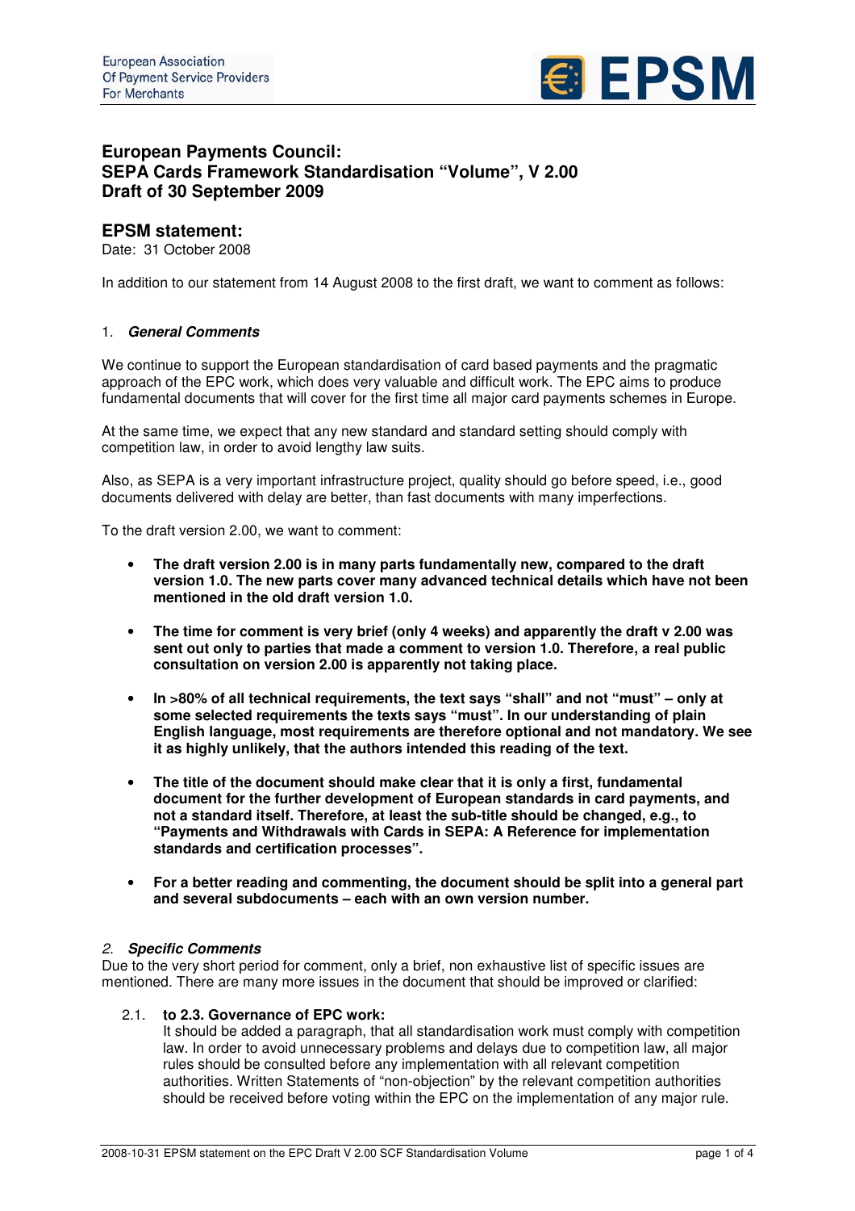European Association
Of Payment Service Providers
For Merchants

EPSM

# European Payments Council: SEPA Cards Framework Standardisation "Volume", V 2.00 Draft of 30 September 2009

## EPSM statement:

Date: 31 October 2008

In addition to our statement from 14 August 2008 to the first draft, we want to comment as follows:

### 1. *General Comments*

We continue to support the European standardisation of card based payments and the pragmatic approach of the EPC work, which does very valuable and difficult work. The EPC aims to produce fundamental documents that will cover for the first time all major card payments schemes in Europe.

At the same time, we expect that any new standard and standard setting should comply with competition law, in order to avoid lengthy law suits.

Also, as SEPA is a very important infrastructure project, quality should go before speed, i.e., good documents delivered with delay are better, than fast documents with many imperfections.

To the draft version 2.00, we want to comment:

- **The draft version 2.00 is in many parts fundamentally new, compared to the draft version 1.0. The new parts cover many advanced technical details which have not been mentioned in the old draft version 1.0.**
- **The time for comment is very brief (only 4 weeks) and apparently the draft v 2.00 was sent out only to parties that made a comment to version 1.0. Therefore, a real public consultation on version 2.00 is apparently not taking place.**
- **In >80% of all technical requirements, the text says "shall" and not "must" – only at some selected requirements the texts says "must". In our understanding of plain English language, most requirements are therefore optional and not mandatory. We see it as highly unlikely, that the authors intended this reading of the text.**
- **The title of the document should make clear that it is only a first, fundamental document for the further development of European standards in card payments, and not a standard itself. Therefore, at least the sub-title should be changed, e.g., to "Payments and Withdrawals with Cards in SEPA: A Reference for implementation standards and certification processes".**
- **For a better reading and commenting, the document should be split into a general part and several subdocuments – each with an own version number.**

### 2. *Specific Comments*

Due to the very short period for comment, only a brief, non exhaustive list of specific issues are mentioned. There are many more issues in the document that should be improved or clarified:

2.1. **to 2.3. Governance of EPC work:**
It should be added a paragraph, that all standardisation work must comply with competition law. In order to avoid unnecessary problems and delays due to competition law, all major rules should be consulted before any implementation with all relevant competition authorities. Written Statements of "non-objection" by the relevant competition authorities should be received before voting within the EPC on the implementation of any major rule.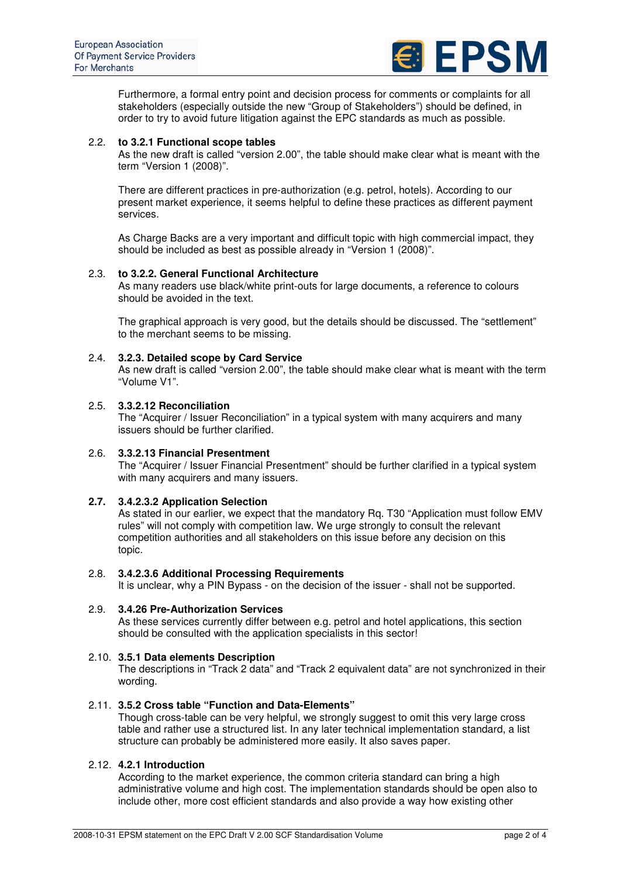Furthermore, a formal entry point and decision process for comments or complaints for all stakeholders (especially outside the new "Group of Stakeholders") should be defined, in order to try to avoid future litigation against the EPC standards as much as possible.

2.2. **to 3.2.1 Functional scope tables**

As the new draft is called "version 2.00", the table should make clear what is meant with the term "Version 1 (2008)".

There are different practices in pre-authorization (e.g. petrol, hotels). According to our present market experience, it seems helpful to define these practices as different payment services.

As Charge Backs are a very important and difficult topic with high commercial impact, they should be included as best as possible already in "Version 1 (2008)".

2.3. **to 3.2.2. General Functional Architecture**

As many readers use black/white print-outs for large documents, a reference to colours should be avoided in the text.

The graphical approach is very good, but the details should be discussed. The "settlement" to the merchant seems to be missing.

2.4. **3.2.3. Detailed scope by Card Service**

As new draft is called "version 2.00", the table should make clear what is meant with the term "Volume V1".

2.5. **3.3.2.12 Reconciliation**

The "Acquirer / Issuer Reconciliation" in a typical system with many acquirers and many issuers should be further clarified.

2.6. **3.3.2.13 Financial Presentment**

The "Acquirer / Issuer Financial Presentment" should be further clarified in a typical system with many acquirers and many issuers.

**2.7. 3.4.2.3.2 Application Selection**

As stated in our earlier, we expect that the mandatory Rq. T30 "Application must follow EMV rules" will not comply with competition law. We urge strongly to consult the relevant competition authorities and all stakeholders on this issue before any decision on this topic.

2.8. **3.4.2.3.6 Additional Processing Requirements**

It is unclear, why a PIN Bypass - on the decision of the issuer - shall not be supported.

2.9. **3.4.26 Pre-Authorization Services**

As these services currently differ between e.g. petrol and hotel applications, this section should be consulted with the application specialists in this sector!

2.10. **3.5.1 Data elements Description**

The descriptions in "Track 2 data" and "Track 2 equivalent data" are not synchronized in their wording.

2.11. **3.5.2 Cross table "Function and Data-Elements"**

Though cross-table can be very helpful, we strongly suggest to omit this very large cross table and rather use a structured list. In any later technical implementation standard, a list structure can probably be administered more easily. It also saves paper.

2.12. **4.2.1 Introduction**

According to the market experience, the common criteria standard can bring a high administrative volume and high cost. The implementation standards should be open also to include other, more cost efficient standards and also provide a way how existing other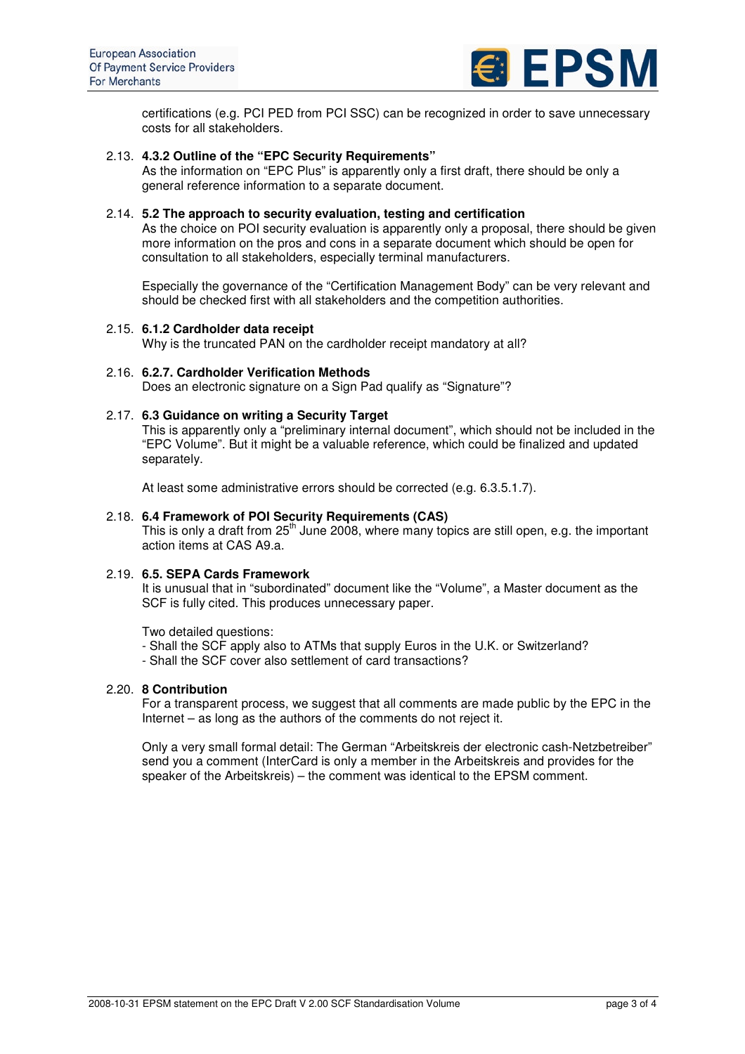certifications (e.g. PCI PED from PCI SSC) can be recognized in order to save unnecessary costs for all stakeholders.

2.13. **4.3.2 Outline of the "EPC Security Requirements"**
As the information on "EPC Plus" is apparently only a first draft, there should be only a general reference information to a separate document.

2.14. **5.2 The approach to security evaluation, testing and certification**
As the choice on POI security evaluation is apparently only a proposal, there should be given more information on the pros and cons in a separate document which should be open for consultation to all stakeholders, especially terminal manufacturers.

Especially the governance of the "Certification Management Body" can be very relevant and should be checked first with all stakeholders and the competition authorities.

2.15. **6.1.2 Cardholder data receipt**
Why is the truncated PAN on the cardholder receipt mandatory at all?

2.16. **6.2.7. Cardholder Verification Methods**
Does an electronic signature on a Sign Pad qualify as "Signature"?

2.17. **6.3 Guidance on writing a Security Target**
This is apparently only a "preliminary internal document", which should not be included in the "EPC Volume". But it might be a valuable reference, which could be finalized and updated separately.

At least some administrative errors should be corrected (e.g. 6.3.5.1.7).

2.18. **6.4 Framework of POI Security Requirements (CAS)**
This is only a draft from 25th June 2008, where many topics are still open, e.g. the important action items at CAS A9.a.

2.19. **6.5. SEPA Cards Framework**
It is unusual that in "subordinated" document like the "Volume", a Master document as the SCF is fully cited. This produces unnecessary paper.

Two detailed questions:
- Shall the SCF apply also to ATMs that supply Euros in the U.K. or Switzerland?
- Shall the SCF cover also settlement of card transactions?

2.20. **8 Contribution**
For a transparent process, we suggest that all comments are made public by the EPC in the Internet – as long as the authors of the comments do not reject it.

Only a very small formal detail: The German "Arbeitskreis der electronic cash-Netzbetreiber" send you a comment (InterCard is only a member in the Arbeitskreis and provides for the speaker of the Arbeitskreis) – the comment was identical to the EPSM comment.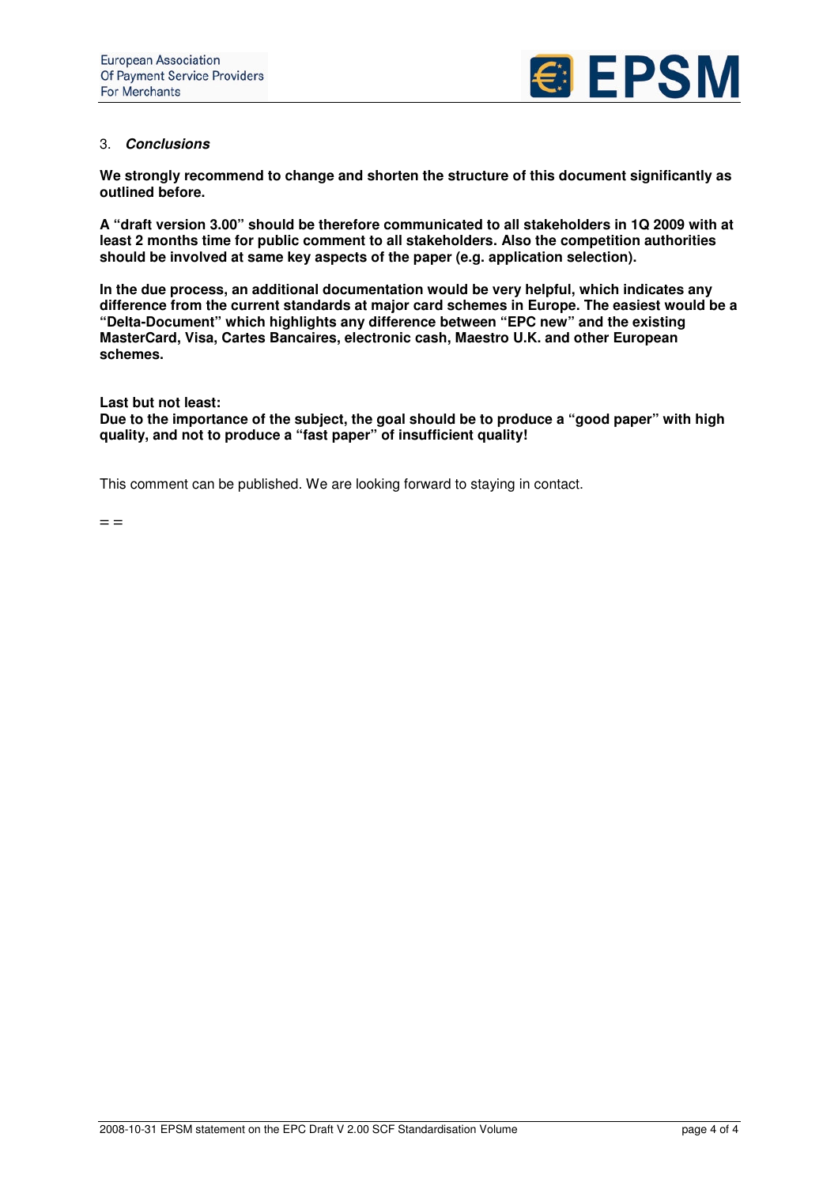## 3. ***Conclusions***

**We strongly recommend to change and shorten the structure of this document significantly as outlined before.**

**A "draft version 3.00" should be therefore communicated to all stakeholders in 1Q 2009 with at least 2 months time for public comment to all stakeholders. Also the competition authorities should be involved at same key aspects of the paper (e.g. application selection).**

**In the due process, an additional documentation would be very helpful, which indicates any difference from the current standards at major card schemes in Europe. The easiest would be a "Delta-Document" which highlights any difference between "EPC new" and the existing MasterCard, Visa, Cartes Bancaires, electronic cash, Maestro U.K. and other European schemes.**

**Last but not least:**
**Due to the importance of the subject, the goal should be to produce a "good paper" with high quality, and not to produce a "fast paper" of insufficient quality!**

This comment can be published. We are looking forward to staying in contact.

= =